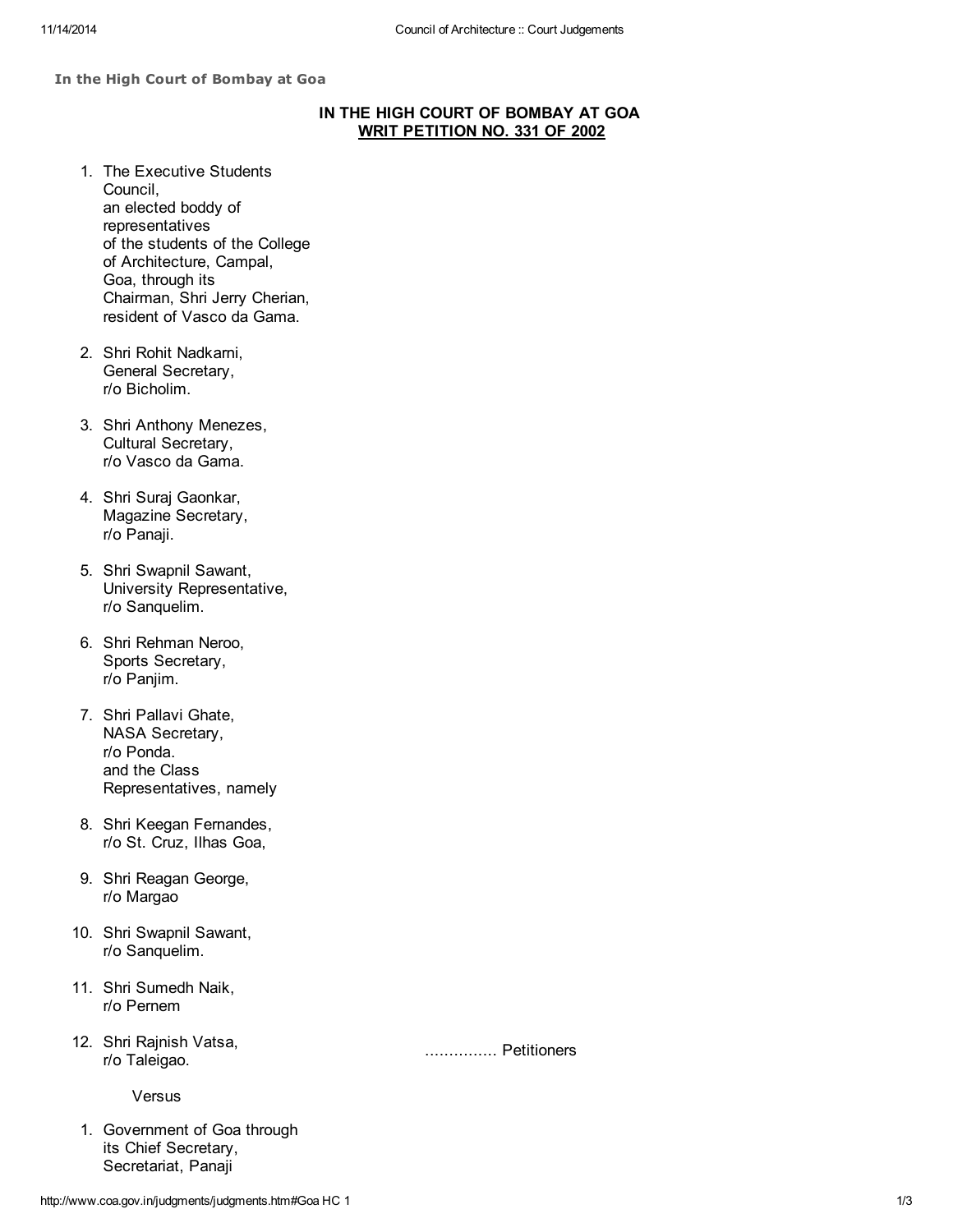**In the High Court of Bombay at Goa**

## IN THE HIGH COURT OF BOMBAY AT GOA
## WRIT PETITION NO. 331 OF 2002

1. The Executive Students Council, an elected boddy of representatives of the students of the College of Architecture, Campal, Goa, through its Chairman, Shri Jerry Cherian, resident of Vasco da Gama.

2. Shri Rohit Nadkarni, General Secretary, r/o Bicholim.

3. Shri Anthony Menezes, Cultural Secretary, r/o Vasco da Gama.

4. Shri Suraj Gaonkar, Magazine Secretary, r/o Panaji.

5. Shri Swapnil Sawant, University Representative, r/o Sanquelim.

6. Shri Rehman Neroo, Sports Secretary, r/o Panjim.

7. Shri Pallavi Ghate, NASA Secretary, r/o Ponda. and the Class Representatives, namely

8. Shri Keegan Fernandes, r/o St. Cruz, Ilhas Goa,

9. Shri Reagan George, r/o Margao

10. Shri Swapnil Sawant, r/o Sanquelim.

11. Shri Sumedh Naik, r/o Pernem

12. Shri Rajnish Vatsa, r/o Taleigao.

............... Petitioners

Versus

1. Government of Goa through its Chief Secretary, Secretariat, Panaji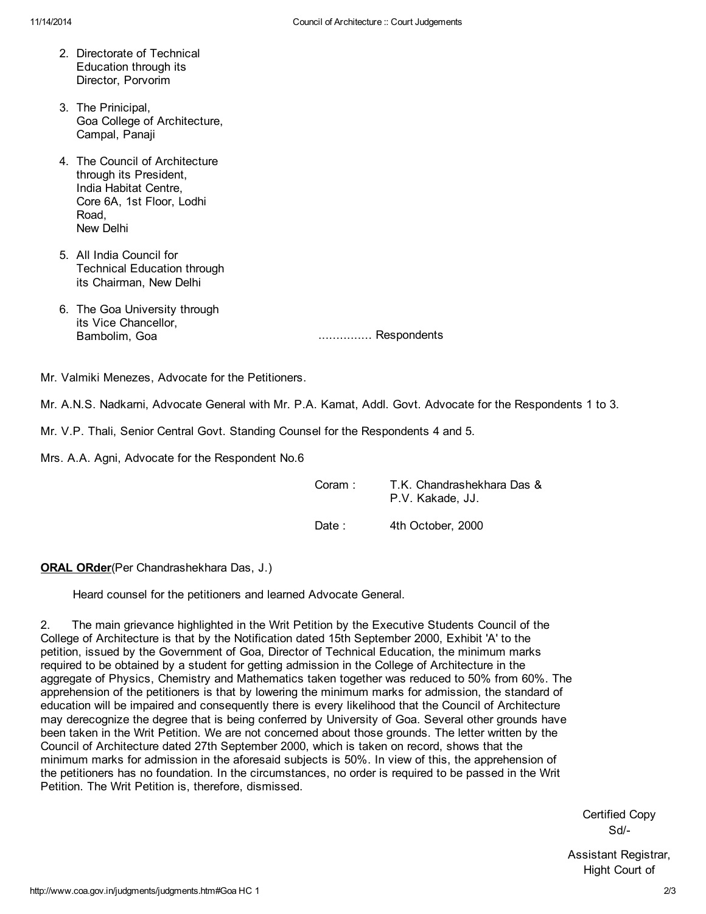2. Directorate of Technical Education through its Director, Porvorim

3. The Prinicipal, Goa College of Architecture, Campal, Panaji

4. The Council of Architecture through its President, India Habitat Centre, Core 6A, 1st Floor, Lodhi Road, New Delhi

5. All India Council for Technical Education through its Chairman, New Delhi

6. The Goa University through its Vice Chancellor, Bambolim, Goa ............... Respondents

Mr. Valmiki Menezes, Advocate for the Petitioners.

Mr. A.N.S. Nadkarni, Advocate General with Mr. P.A. Kamat, Addl. Govt. Advocate for the Respondents 1 to 3.

Mr. V.P. Thali, Senior Central Govt. Standing Counsel for the Respondents 4 and 5.

Mrs. A.A. Agni, Advocate for the Respondent No.6

Coram : T.K. Chandrashekhara Das & P.V. Kakade, JJ.

Date : 4th October, 2000

**ORAL ORder**(Per Chandrashekhara Das, J.)

Heard counsel for the petitioners and learned Advocate General.

2. The main grievance highlighted in the Writ Petition by the Executive Students Council of the College of Architecture is that by the Notification dated 15th September 2000, Exhibit 'A' to the petition, issued by the Government of Goa, Director of Technical Education, the minimum marks required to be obtained by a student for getting admission in the College of Architecture in the aggregate of Physics, Chemistry and Mathematics taken together was reduced to 50% from 60%. The apprehension of the petitioners is that by lowering the minimum marks for admission, the standard of education will be impaired and consequently there is every likelihood that the Council of Architecture may derecognize the degree that is being conferred by University of Goa. Several other grounds have been taken in the Writ Petition. We are not concerned about those grounds. The letter written by the Council of Architecture dated 27th September 2000, which is taken on record, shows that the minimum marks for admission in the aforesaid subjects is 50%. In view of this, the apprehension of the petitioners has no foundation. In the circumstances, no order is required to be passed in the Writ Petition. The Writ Petition is, therefore, dismissed.

Certified Copy
Sd/-

Assistant Registrar,
Hight Court of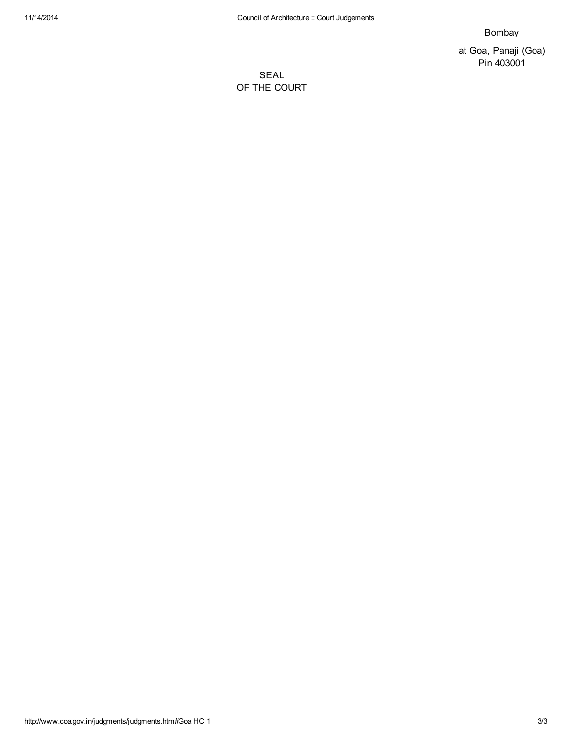Bombay

at Goa, Panaji (Goa)
Pin 403001

SEAL
OF THE COURT